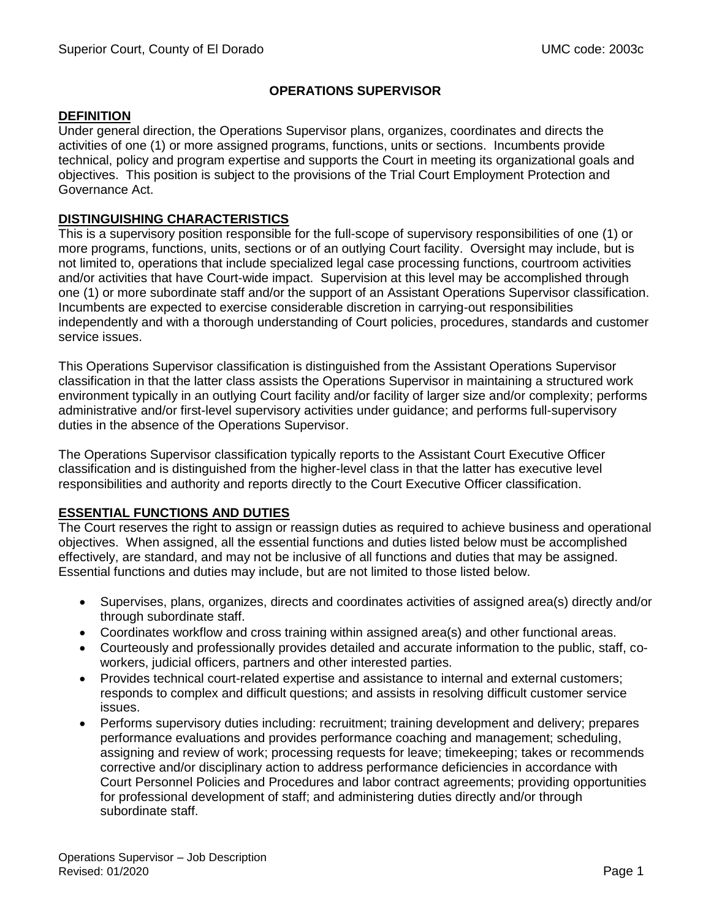Superior Court, County of El Dorado UMC code: 2003c

# OPERATIONS SUPERVISOR

## DEFINITION

Under general direction, the Operations Supervisor plans, organizes, coordinates and directs the activities of one (1) or more assigned programs, functions, units or sections. Incumbents provide technical, policy and program expertise and supports the Court in meeting its organizational goals and objectives. This position is subject to the provisions of the Trial Court Employment Protection and Governance Act.

## DISTINGUISHING CHARACTERISTICS

This is a supervisory position responsible for the full-scope of supervisory responsibilities of one (1) or more programs, functions, units, sections or of an outlying Court facility. Oversight may include, but is not limited to, operations that include specialized legal case processing functions, courtroom activities and/or activities that have Court-wide impact. Supervision at this level may be accomplished through one (1) or more subordinate staff and/or the support of an Assistant Operations Supervisor classification. Incumbents are expected to exercise considerable discretion in carrying-out responsibilities independently and with a thorough understanding of Court policies, procedures, standards and customer service issues.

This Operations Supervisor classification is distinguished from the Assistant Operations Supervisor classification in that the latter class assists the Operations Supervisor in maintaining a structured work environment typically in an outlying Court facility and/or facility of larger size and/or complexity; performs administrative and/or first-level supervisory activities under guidance; and performs full-supervisory duties in the absence of the Operations Supervisor.

The Operations Supervisor classification typically reports to the Assistant Court Executive Officer classification and is distinguished from the higher-level class in that the latter has executive level responsibilities and authority and reports directly to the Court Executive Officer classification.

## ESSENTIAL FUNCTIONS AND DUTIES

The Court reserves the right to assign or reassign duties as required to achieve business and operational objectives. When assigned, all the essential functions and duties listed below must be accomplished effectively, are standard, and may not be inclusive of all functions and duties that may be assigned. Essential functions and duties may include, but are not limited to those listed below.

- Supervises, plans, organizes, directs and coordinates activities of assigned area(s) directly and/or through subordinate staff.
- Coordinates workflow and cross training within assigned area(s) and other functional areas.
- Courteously and professionally provides detailed and accurate information to the public, staff, co-workers, judicial officers, partners and other interested parties.
- Provides technical court-related expertise and assistance to internal and external customers; responds to complex and difficult questions; and assists in resolving difficult customer service issues.
- Performs supervisory duties including: recruitment; training development and delivery; prepares performance evaluations and provides performance coaching and management; scheduling, assigning and review of work; processing requests for leave; timekeeping; takes or recommends corrective and/or disciplinary action to address performance deficiencies in accordance with Court Personnel Policies and Procedures and labor contract agreements; providing opportunities for professional development of staff; and administering duties directly and/or through subordinate staff.

Operations Supervisor – Job Description
Revised: 01/2020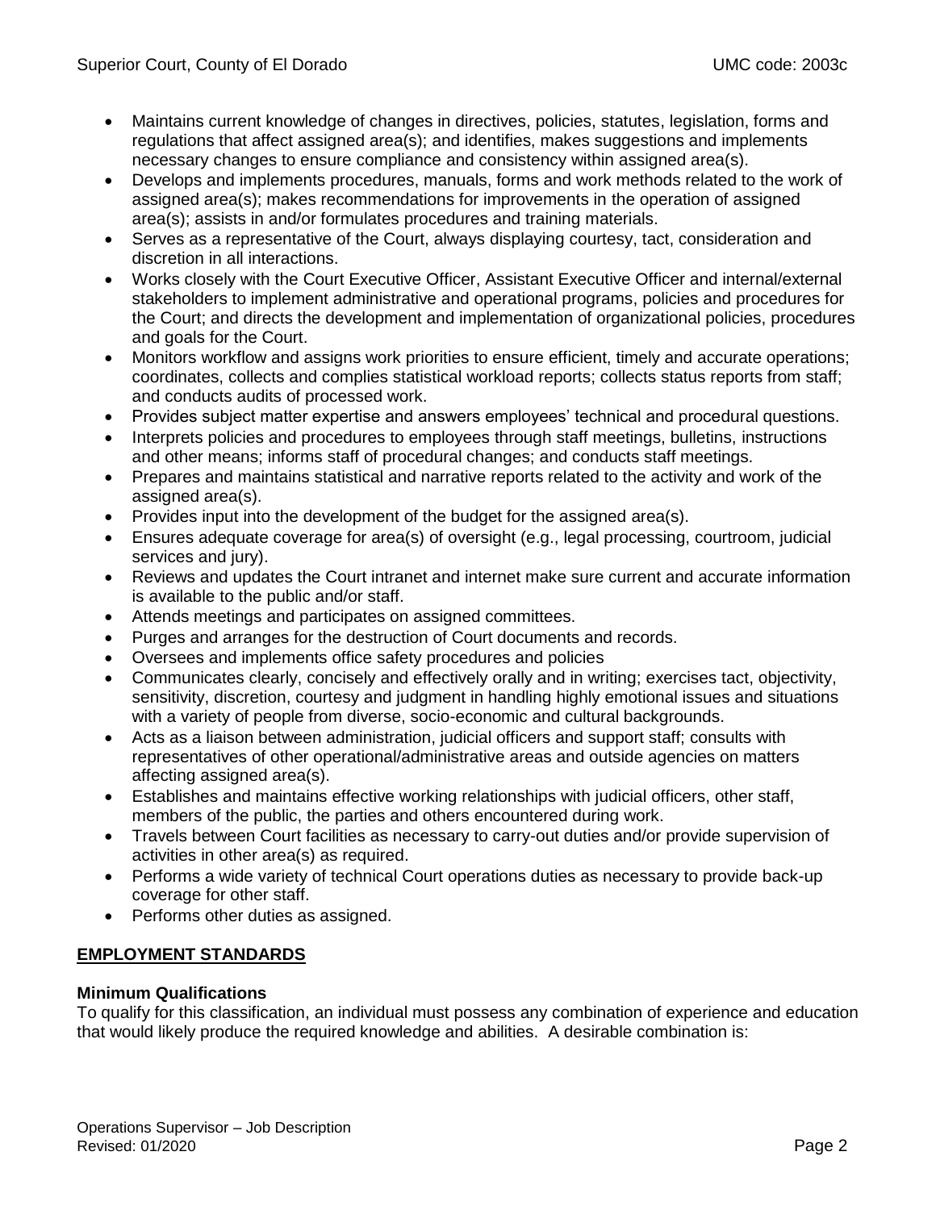- Maintains current knowledge of changes in directives, policies, statutes, legislation, forms and regulations that affect assigned area(s); and identifies, makes suggestions and implements necessary changes to ensure compliance and consistency within assigned area(s).
- Develops and implements procedures, manuals, forms and work methods related to the work of assigned area(s); makes recommendations for improvements in the operation of assigned area(s); assists in and/or formulates procedures and training materials.
- Serves as a representative of the Court, always displaying courtesy, tact, consideration and discretion in all interactions.
- Works closely with the Court Executive Officer, Assistant Executive Officer and internal/external stakeholders to implement administrative and operational programs, policies and procedures for the Court; and directs the development and implementation of organizational policies, procedures and goals for the Court.
- Monitors workflow and assigns work priorities to ensure efficient, timely and accurate operations; coordinates, collects and complies statistical workload reports; collects status reports from staff; and conducts audits of processed work.
- Provides subject matter expertise and answers employees' technical and procedural questions.
- Interprets policies and procedures to employees through staff meetings, bulletins, instructions and other means; informs staff of procedural changes; and conducts staff meetings.
- Prepares and maintains statistical and narrative reports related to the activity and work of the assigned area(s).
- Provides input into the development of the budget for the assigned area(s).
- Ensures adequate coverage for area(s) of oversight (e.g., legal processing, courtroom, judicial services and jury).
- Reviews and updates the Court intranet and internet make sure current and accurate information is available to the public and/or staff.
- Attends meetings and participates on assigned committees.
- Purges and arranges for the destruction of Court documents and records.
- Oversees and implements office safety procedures and policies
- Communicates clearly, concisely and effectively orally and in writing; exercises tact, objectivity, sensitivity, discretion, courtesy and judgment in handling highly emotional issues and situations with a variety of people from diverse, socio-economic and cultural backgrounds.
- Acts as a liaison between administration, judicial officers and support staff; consults with representatives of other operational/administrative areas and outside agencies on matters affecting assigned area(s).
- Establishes and maintains effective working relationships with judicial officers, other staff, members of the public, the parties and others encountered during work.
- Travels between Court facilities as necessary to carry-out duties and/or provide supervision of activities in other area(s) as required.
- Performs a wide variety of technical Court operations duties as necessary to provide back-up coverage for other staff.
- Performs other duties as assigned.

## EMPLOYMENT STANDARDS

### Minimum Qualifications

To qualify for this classification, an individual must possess any combination of experience and education that would likely produce the required knowledge and abilities. A desirable combination is: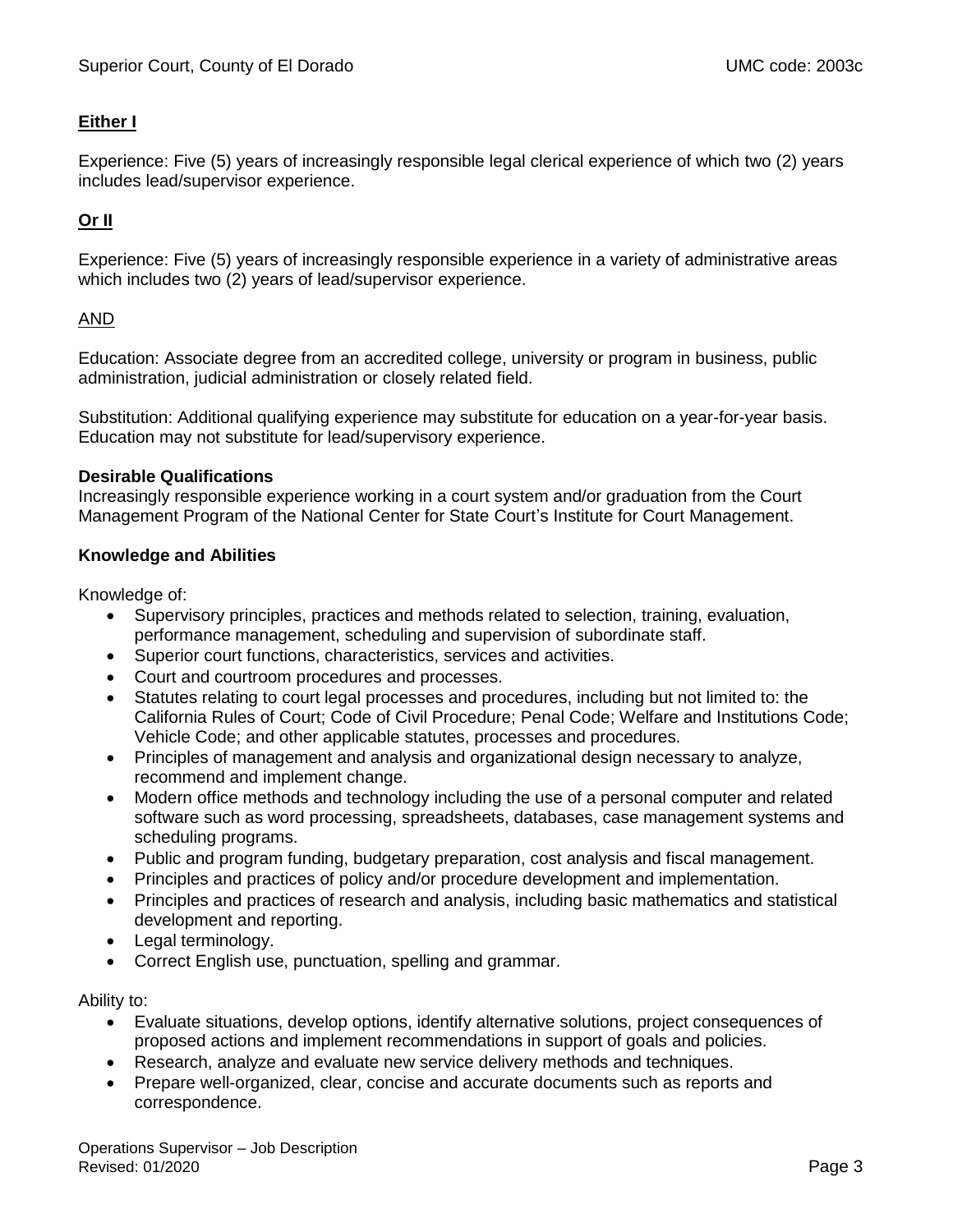**Either I**

Experience: Five (5) years of increasingly responsible legal clerical experience of which two (2) years includes lead/supervisor experience.

**Or II**

Experience: Five (5) years of increasingly responsible experience in a variety of administrative areas which includes two (2) years of lead/supervisor experience.

AND

Education: Associate degree from an accredited college, university or program in business, public administration, judicial administration or closely related field.

Substitution: Additional qualifying experience may substitute for education on a year-for-year basis. Education may not substitute for lead/supervisory experience.

**Desirable Qualifications**

Increasingly responsible experience working in a court system and/or graduation from the Court Management Program of the National Center for State Court's Institute for Court Management.

**Knowledge and Abilities**

Knowledge of:

- Supervisory principles, practices and methods related to selection, training, evaluation, performance management, scheduling and supervision of subordinate staff.
- Superior court functions, characteristics, services and activities.
- Court and courtroom procedures and processes.
- Statutes relating to court legal processes and procedures, including but not limited to: the California Rules of Court; Code of Civil Procedure; Penal Code; Welfare and Institutions Code; Vehicle Code; and other applicable statutes, processes and procedures.
- Principles of management and analysis and organizational design necessary to analyze, recommend and implement change.
- Modern office methods and technology including the use of a personal computer and related software such as word processing, spreadsheets, databases, case management systems and scheduling programs.
- Public and program funding, budgetary preparation, cost analysis and fiscal management.
- Principles and practices of policy and/or procedure development and implementation.
- Principles and practices of research and analysis, including basic mathematics and statistical development and reporting.
- Legal terminology.
- Correct English use, punctuation, spelling and grammar.

Ability to:

- Evaluate situations, develop options, identify alternative solutions, project consequences of proposed actions and implement recommendations in support of goals and policies.
- Research, analyze and evaluate new service delivery methods and techniques.
- Prepare well-organized, clear, concise and accurate documents such as reports and correspondence.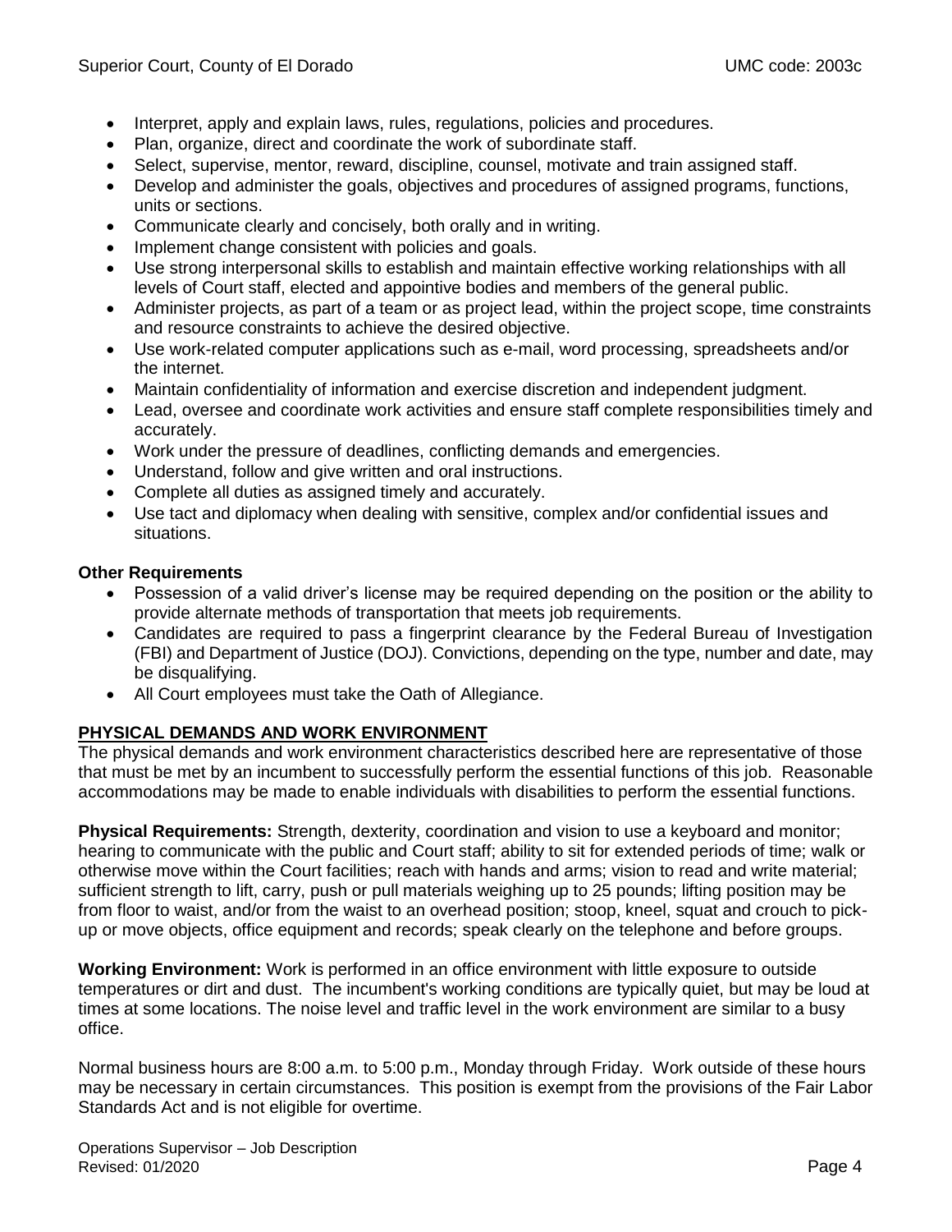- Interpret, apply and explain laws, rules, regulations, policies and procedures.
- Plan, organize, direct and coordinate the work of subordinate staff.
- Select, supervise, mentor, reward, discipline, counsel, motivate and train assigned staff.
- Develop and administer the goals, objectives and procedures of assigned programs, functions, units or sections.
- Communicate clearly and concisely, both orally and in writing.
- Implement change consistent with policies and goals.
- Use strong interpersonal skills to establish and maintain effective working relationships with all levels of Court staff, elected and appointive bodies and members of the general public.
- Administer projects, as part of a team or as project lead, within the project scope, time constraints and resource constraints to achieve the desired objective.
- Use work-related computer applications such as e-mail, word processing, spreadsheets and/or the internet.
- Maintain confidentiality of information and exercise discretion and independent judgment.
- Lead, oversee and coordinate work activities and ensure staff complete responsibilities timely and accurately.
- Work under the pressure of deadlines, conflicting demands and emergencies.
- Understand, follow and give written and oral instructions.
- Complete all duties as assigned timely and accurately.
- Use tact and diplomacy when dealing with sensitive, complex and/or confidential issues and situations.

**Other Requirements**

- Possession of a valid driver's license may be required depending on the position or the ability to provide alternate methods of transportation that meets job requirements.
- Candidates are required to pass a fingerprint clearance by the Federal Bureau of Investigation (FBI) and Department of Justice (DOJ). Convictions, depending on the type, number and date, may be disqualifying.
- All Court employees must take the Oath of Allegiance.

## PHYSICAL DEMANDS AND WORK ENVIRONMENT

The physical demands and work environment characteristics described here are representative of those that must be met by an incumbent to successfully perform the essential functions of this job. Reasonable accommodations may be made to enable individuals with disabilities to perform the essential functions.

**Physical Requirements:** Strength, dexterity, coordination and vision to use a keyboard and monitor; hearing to communicate with the public and Court staff; ability to sit for extended periods of time; walk or otherwise move within the Court facilities; reach with hands and arms; vision to read and write material; sufficient strength to lift, carry, push or pull materials weighing up to 25 pounds; lifting position may be from floor to waist, and/or from the waist to an overhead position; stoop, kneel, squat and crouch to pick-up or move objects, office equipment and records; speak clearly on the telephone and before groups.

**Working Environment:** Work is performed in an office environment with little exposure to outside temperatures or dirt and dust. The incumbent's working conditions are typically quiet, but may be loud at times at some locations. The noise level and traffic level in the work environment are similar to a busy office.

Normal business hours are 8:00 a.m. to 5:00 p.m., Monday through Friday. Work outside of these hours may be necessary in certain circumstances. This position is exempt from the provisions of the Fair Labor Standards Act and is not eligible for overtime.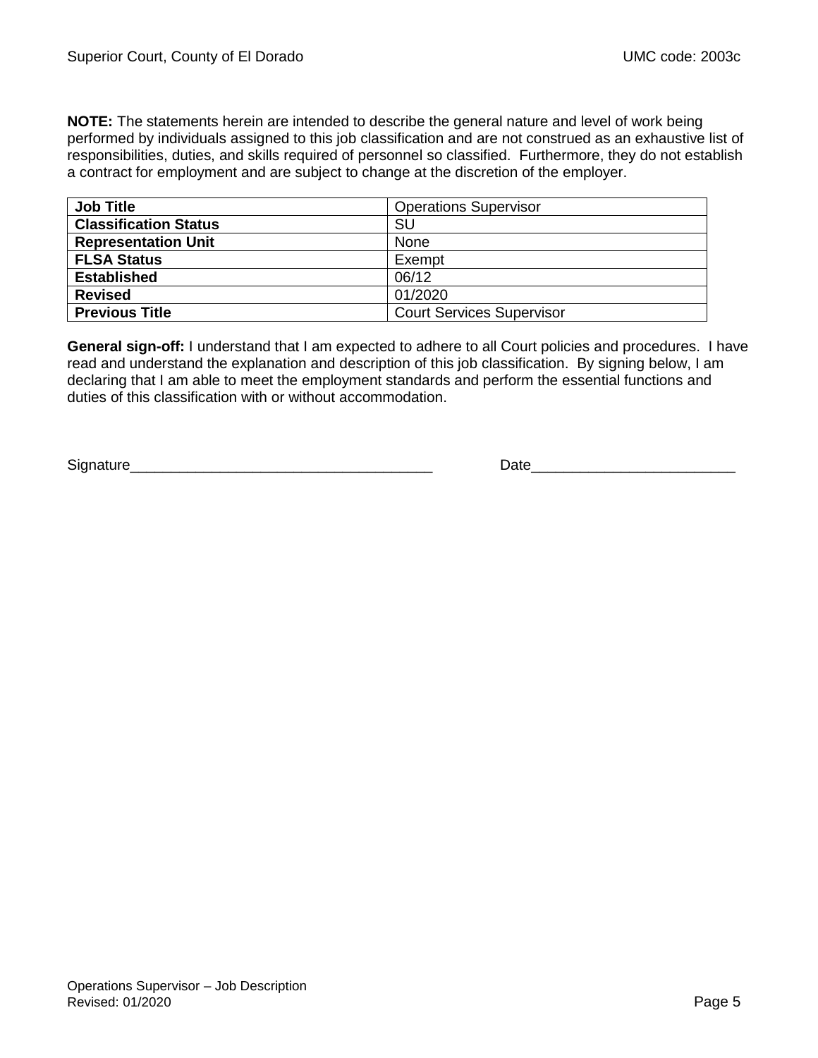**NOTE:** The statements herein are intended to describe the general nature and level of work being performed by individuals assigned to this job classification and are not construed as an exhaustive list of responsibilities, duties, and skills required of personnel so classified. Furthermore, they do not establish a contract for employment and are subject to change at the discretion of the employer.

| | |
|---|---|
| **Job Title** | Operations Supervisor |
| **Classification Status** | SU |
| **Representation Unit** | None |
| **FLSA Status** | Exempt |
| **Established** | 06/12 |
| **Revised** | 01/2020 |
| **Previous Title** | Court Services Supervisor |

**General sign-off:** I understand that I am expected to adhere to all Court policies and procedures. I have read and understand the explanation and description of this job classification. By signing below, I am declaring that I am able to meet the employment standards and perform the essential functions and duties of this classification with or without accommodation.

Signature____________________________________ Date________________________